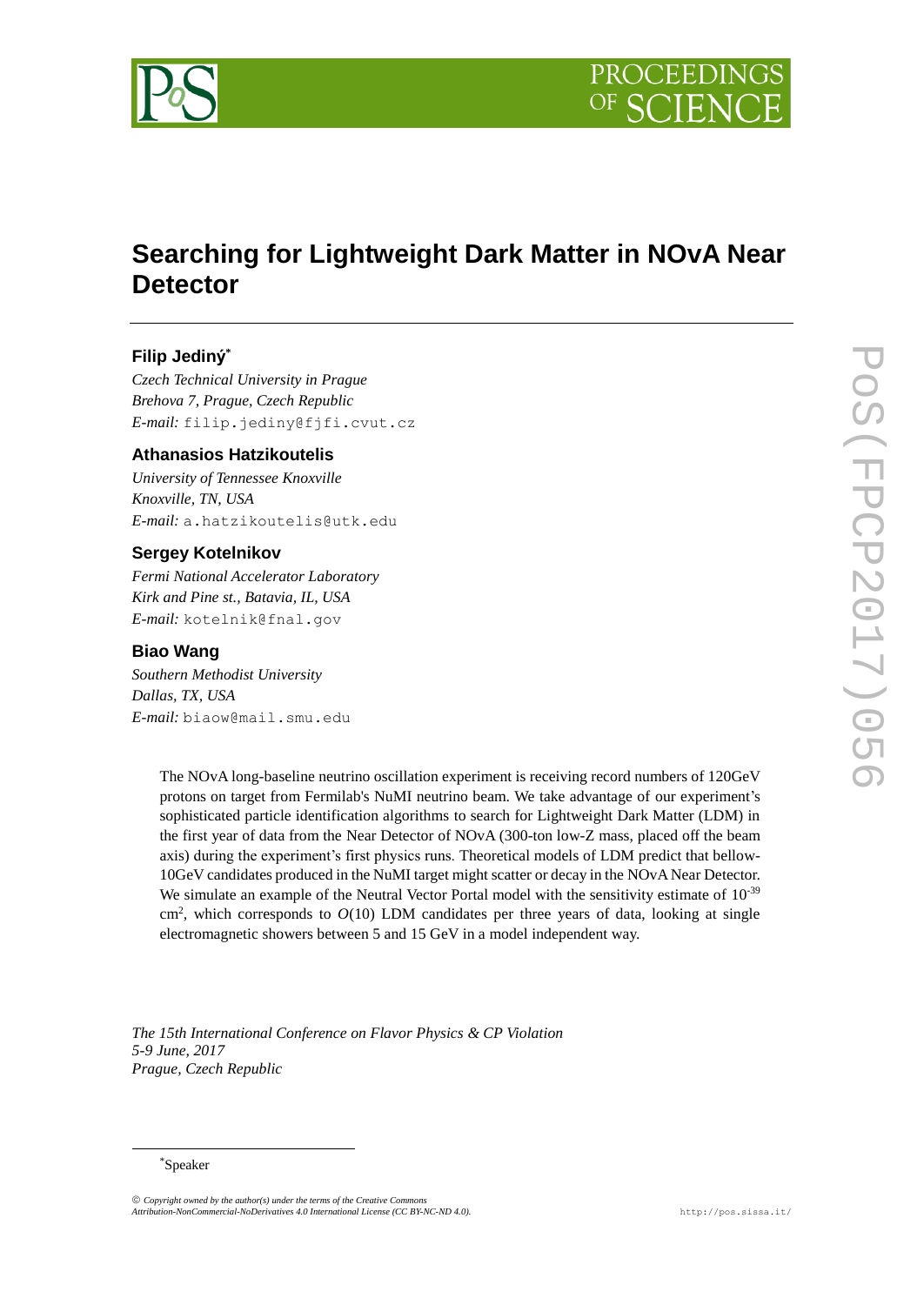# Searching for Lightweight Dark Matter in NOvA Near Detector

**Filip Jediný**[*]

*Czech Technical University in Prague*
*Brehova 7, Prague, Czech Republic*
*E-mail:* filip.jediny@fjfi.cvut.cz

**Athanasios Hatzikoutelis**

*University of Tennessee Knoxville*
*Knoxville, TN, USA*
*E-mail:* a.hatzikoutelis@utk.edu

**Sergey Kotelnikov**

*Fermi National Accelerator Laboratory*
*Kirk and Pine st., Batavia, IL, USA*
*E-mail:* kotelnik@fnal.gov

**Biao Wang**

*Southern Methodist University*
*Dallas, TX, USA*
*E-mail:* biaow@mail.smu.edu

The NOvA long-baseline neutrino oscillation experiment is receiving record numbers of 120GeV protons on target from Fermilab's NuMI neutrino beam. We take advantage of our experiment's sophisticated particle identification algorithms to search for Lightweight Dark Matter (LDM) in the first year of data from the Near Detector of NOvA (300-ton low-Z mass, placed off the beam axis) during the experiment's first physics runs. Theoretical models of LDM predict that bellow-10GeV candidates produced in the NuMI target might scatter or decay in the NOvA Near Detector. We simulate an example of the Neutral Vector Portal model with the sensitivity estimate of $10^{-39}$ cm$^2$, which corresponds to $O(10)$ LDM candidates per three years of data, looking at single electromagnetic showers between 5 and 15 GeV in a model independent way.

*The 15th International Conference on Flavor Physics & CP Violation*
*5-9 June, 2017*
*Prague, Czech Republic*

[*]Speaker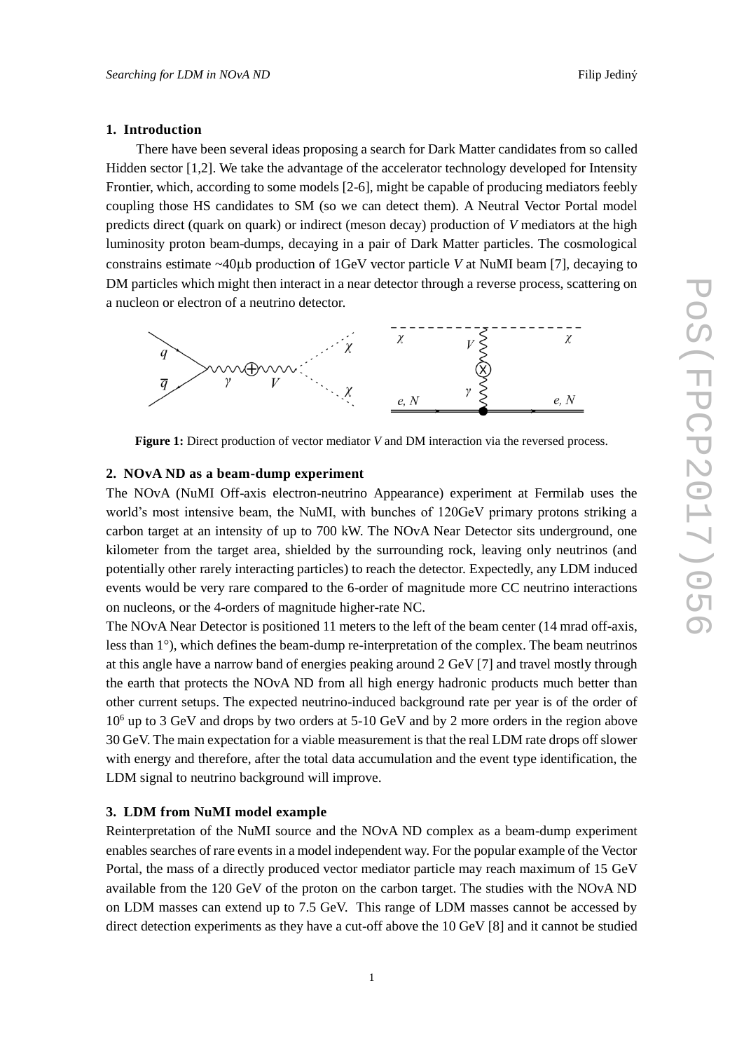## 1. Introduction

There have been several ideas proposing a search for Dark Matter candidates from so called Hidden sector [1,2]. We take the advantage of the accelerator technology developed for Intensity Frontier, which, according to some models [2-6], might be capable of producing mediators feebly coupling those HS candidates to SM (so we can detect them). A Neutral Vector Portal model predicts direct (quark on quark) or indirect (meson decay) production of *V* mediators at the high luminosity proton beam-dumps, decaying in a pair of Dark Matter particles. The cosmological constrains estimate ~40μb production of 1GeV vector particle *V* at NuMI beam [7], decaying to DM particles which might then interact in a near detector through a reverse process, scattering on a nucleon or electron of a neutrino detector.

**Figure 1:** Direct production of vector mediator *V* and DM interaction via the reversed process.

## 2. NOvA ND as a beam-dump experiment

The NOvA (NuMI Off-axis electron-neutrino Appearance) experiment at Fermilab uses the world's most intensive beam, the NuMI, with bunches of 120GeV primary protons striking a carbon target at an intensity of up to 700 kW. The NOvA Near Detector sits underground, one kilometer from the target area, shielded by the surrounding rock, leaving only neutrinos (and potentially other rarely interacting particles) to reach the detector. Expectedly, any LDM induced events would be very rare compared to the 6-order of magnitude more CC neutrino interactions on nucleons, or the 4-orders of magnitude higher-rate NC.

The NOvA Near Detector is positioned 11 meters to the left of the beam center (14 mrad off-axis, less than 1°), which defines the beam-dump re-interpretation of the complex. The beam neutrinos at this angle have a narrow band of energies peaking around 2 GeV [7] and travel mostly through the earth that protects the NOvA ND from all high energy hadronic products much better than other current setups. The expected neutrino-induced background rate per year is of the order of $10^6$ up to 3 GeV and drops by two orders at 5-10 GeV and by 2 more orders in the region above 30 GeV. The main expectation for a viable measurement is that the real LDM rate drops off slower with energy and therefore, after the total data accumulation and the event type identification, the LDM signal to neutrino background will improve.

## 3. LDM from NuMI model example

Reinterpretation of the NuMI source and the NOvA ND complex as a beam-dump experiment enables searches of rare events in a model independent way. For the popular example of the Vector Portal, the mass of a directly produced vector mediator particle may reach maximum of 15 GeV available from the 120 GeV of the proton on the carbon target. The studies with the NOvA ND on LDM masses can extend up to 7.5 GeV. This range of LDM masses cannot be accessed by direct detection experiments as they have a cut-off above the 10 GeV [8] and it cannot be studied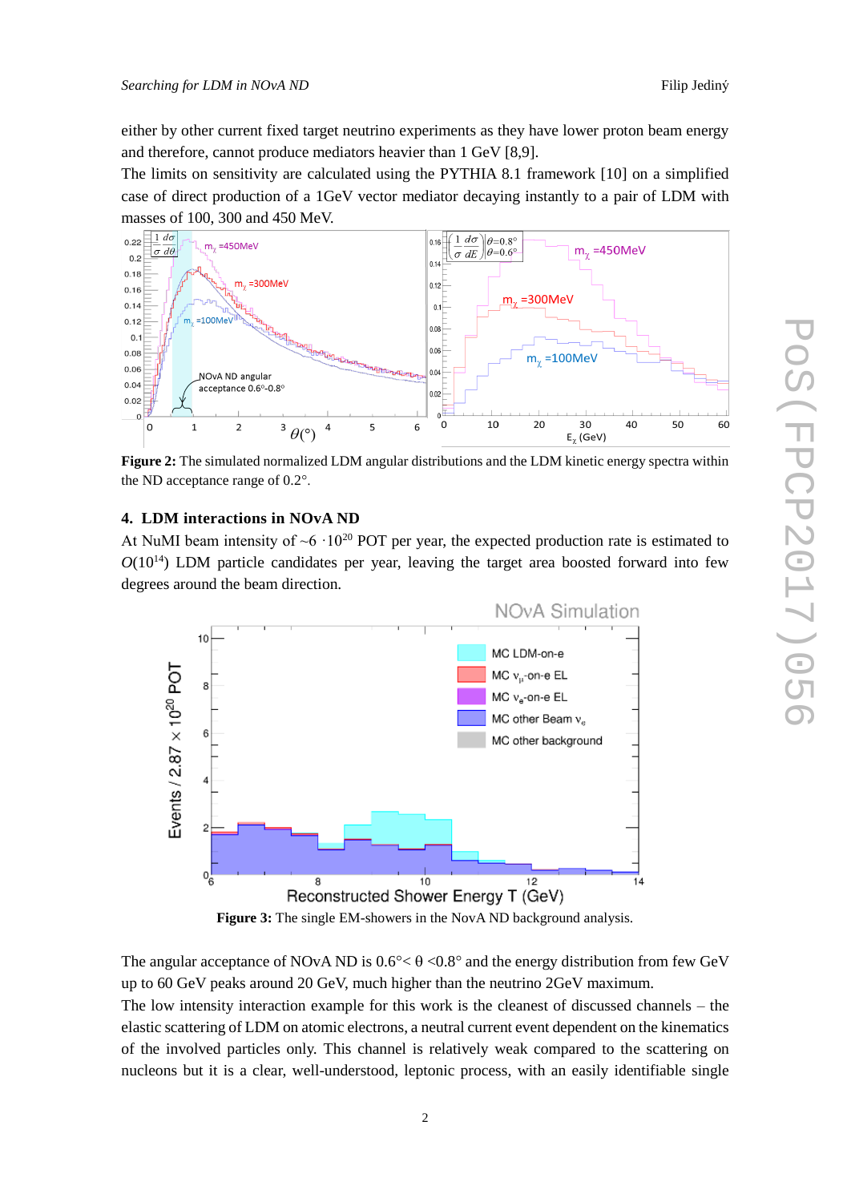either by other current fixed target neutrino experiments as they have lower proton beam energy and therefore, cannot produce mediators heavier than 1 GeV [8,9].

The limits on sensitivity are calculated using the PYTHIA 8.1 framework [10] on a simplified case of direct production of a 1GeV vector mediator decaying instantly to a pair of LDM with masses of 100, 300 and 450 MeV.

**Figure 2:** The simulated normalized LDM angular distributions and the LDM kinetic energy spectra within the ND acceptance range of 0.2°.

## 4. LDM interactions in NOvA ND

At NuMI beam intensity of ~6 $\cdot 10^{20}$ POT per year, the expected production rate is estimated to $O(10^{14})$ LDM particle candidates per year, leaving the target area boosted forward into few degrees around the beam direction.

**Figure 3:** The single EM-showers in the NovA ND background analysis.

The angular acceptance of NOvA ND is 0.6°< θ <0.8° and the energy distribution from few GeV up to 60 GeV peaks around 20 GeV, much higher than the neutrino 2GeV maximum.

The low intensity interaction example for this work is the cleanest of discussed channels – the elastic scattering of LDM on atomic electrons, a neutral current event dependent on the kinematics of the involved particles only. This channel is relatively weak compared to the scattering on nucleons but it is a clear, well-understood, leptonic process, with an easily identifiable single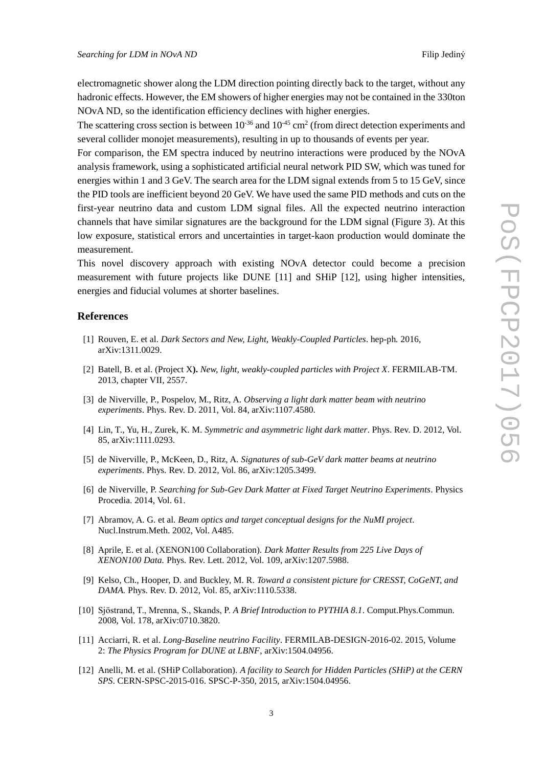electromagnetic shower along the LDM direction pointing directly back to the target, without any hadronic effects. However, the EM showers of higher energies may not be contained in the 330ton NOvA ND, so the identification efficiency declines with higher energies.

The scattering cross section is between $10^{-36}$ and $10^{-45}$ $cm^2$ (from direct detection experiments and several collider monojet measurements), resulting in up to thousands of events per year.

For comparison, the EM spectra induced by neutrino interactions were produced by the NOvA analysis framework, using a sophisticated artificial neural network PID SW, which was tuned for energies within 1 and 3 GeV. The search area for the LDM signal extends from 5 to 15 GeV, since the PID tools are inefficient beyond 20 GeV. We have used the same PID methods and cuts on the first-year neutrino data and custom LDM signal files. All the expected neutrino interaction channels that have similar signatures are the background for the LDM signal (Figure 3). At this low exposure, statistical errors and uncertainties in target-kaon production would dominate the measurement.

This novel discovery approach with existing NOvA detector could become a precision measurement with future projects like DUNE [11] and SHiP [12], using higher intensities, energies and fiducial volumes at shorter baselines.

## References

[1] Rouven, E. et al. *Dark Sectors and New, Light, Weakly-Coupled Particles*. hep-ph. 2016, arXiv:1311.0029.

[2] Batell, B. et al. (Project X**).** *New, light, weakly-coupled particles with Project X*. FERMILAB-TM. 2013, chapter VII, 2557.

[3] de Niverville, P., Pospelov, M., Ritz, A. *Observing a light dark matter beam with neutrino experiments*. Phys. Rev. D. 2011, Vol. 84, arXiv:1107.4580.

[4] Lin, T., Yu, H., Zurek, K. M. *Symmetric and asymmetric light dark matter*. Phys. Rev. D. 2012, Vol. 85, arXiv:1111.0293.

[5] de Niverville, P., McKeen, D., Ritz, A. *Signatures of sub-GeV dark matter beams at neutrino experiments*. Phys. Rev. D. 2012, Vol. 86, arXiv:1205.3499.

[6] de Niverville, P. *Searching for Sub-Gev Dark Matter at Fixed Target Neutrino Experiments*. Physics Procedia. 2014, Vol. 61.

[7] Abramov, A. G. et al. *Beam optics and target conceptual designs for the NuMI project*. Nucl.Instrum.Meth. 2002, Vol. A485.

[8] Aprile, E. et al. (XENON100 Collaboration). *Dark Matter Results from 225 Live Days of XENON100 Data.* Phys. Rev. Lett. 2012, Vol. 109, arXiv:1207.5988.

[9] Kelso, Ch., Hooper, D. and Buckley, M. R. *Toward a consistent picture for CRESST, CoGeNT, and DAMA.* Phys. Rev. D. 2012, Vol. 85, arXiv:1110.5338.

[10] Sjöstrand, T., Mrenna, S., Skands, P. *A Brief Introduction to PYTHIA 8.1*. Comput.Phys.Commun. 2008, Vol. 178, arXiv:0710.3820.

[11] Acciarri, R. et al. *Long-Baseline neutrino Facility*. FERMILAB-DESIGN-2016-02. 2015, Volume 2: *The Physics Program for DUNE at LBNF*, arXiv:1504.04956.

[12] Anelli, M. et al. (SHiP Collaboration). *A facility to Search for Hidden Particles (SHiP) at the CERN SPS*. CERN-SPSC-2015-016. SPSC-P-350, 2015, arXiv:1504.04956.